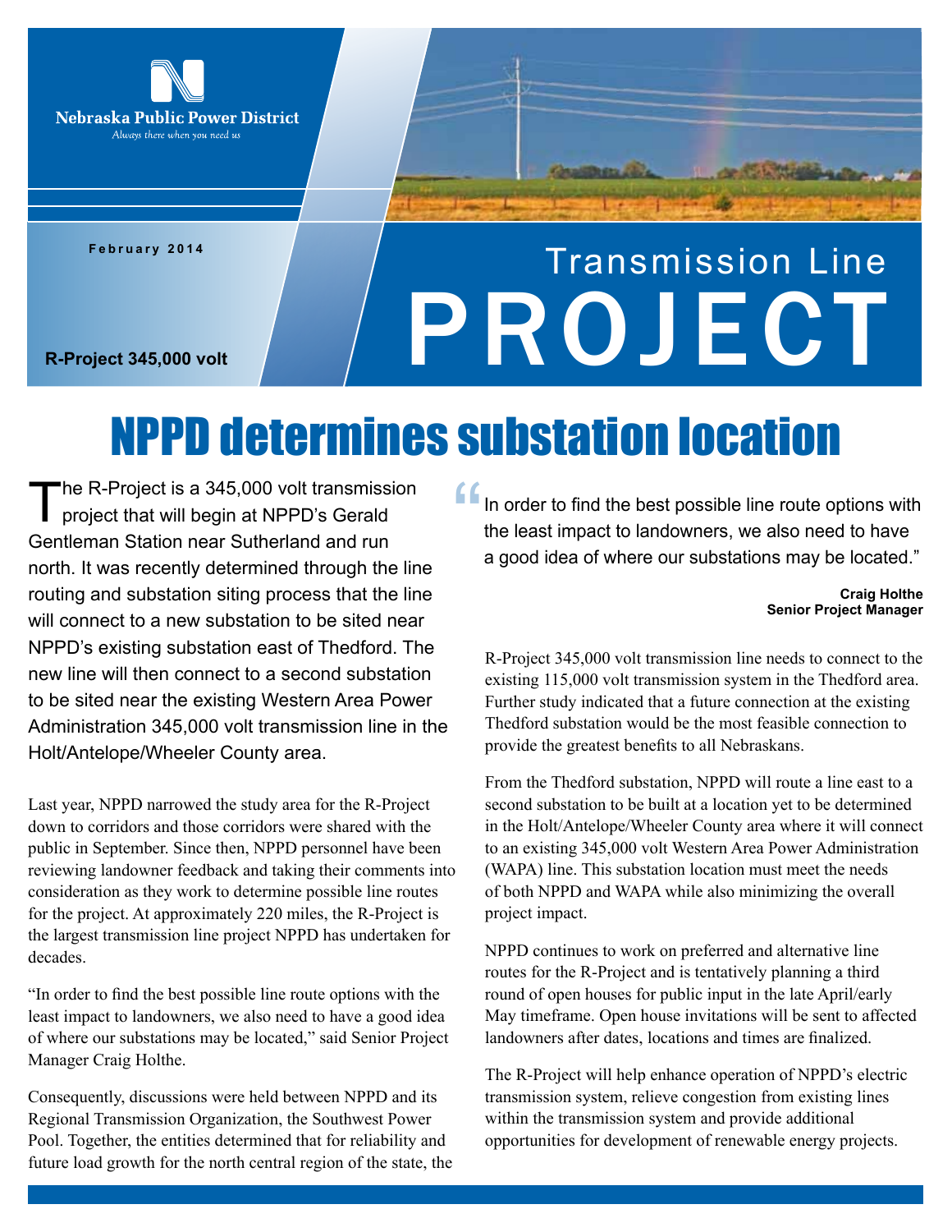Nebraska Public Power District

*Always there when you need us*

February 2014

R-Project 345,000 volt

# Transmission Line PROJECT

## NPPD determines substation location

The R-Project is a 345,000 volt transmission project that will begin at NPPD's Gerald Gentleman Station near Sutherland and run north. It was recently determined through the line routing and substation siting process that the line will connect to a new substation to be sited near NPPD's existing substation east of Thedford. The new line will then connect to a second substation to be sited near the existing Western Area Power Administration 345,000 volt transmission line in the Holt/Antelope/Wheeler County area.

Last year, NPPD narrowed the study area for the R-Project down to corridors and those corridors were shared with the public in September. Since then, NPPD personnel have been reviewing landowner feedback and taking their comments into consideration as they work to determine possible line routes for the project. At approximately 220 miles, the R-Project is the largest transmission line project NPPD has undertaken for decades.

"In order to find the best possible line route options with the least impact to landowners, we also need to have a good idea of where our substations may be located," said Senior Project Manager Craig Holthe.

Consequently, discussions were held between NPPD and its Regional Transmission Organization, the Southwest Power Pool. Together, the entities determined that for reliability and future load growth for the north central region of the state, the R-Project 345,000 volt transmission line needs to connect to the existing 115,000 volt transmission system in the Thedford area. Further study indicated that a future connection at the existing Thedford substation would be the most feasible connection to provide the greatest benefits to all Nebraskans.

> "In order to find the best possible line route options with the least impact to landowners, we also need to have a good idea of where our substations may be located."
>
> **Craig Holthe**
> **Senior Project Manager**

From the Thedford substation, NPPD will route a line east to a second substation to be built at a location yet to be determined in the Holt/Antelope/Wheeler County area where it will connect to an existing 345,000 volt Western Area Power Administration (WAPA) line. This substation location must meet the needs of both NPPD and WAPA while also minimizing the overall project impact.

NPPD continues to work on preferred and alternative line routes for the R-Project and is tentatively planning a third round of open houses for public input in the late April/early May timeframe. Open house invitations will be sent to affected landowners after dates, locations and times are finalized.

The R-Project will help enhance operation of NPPD's electric transmission system, relieve congestion from existing lines within the transmission system and provide additional opportunities for development of renewable energy projects.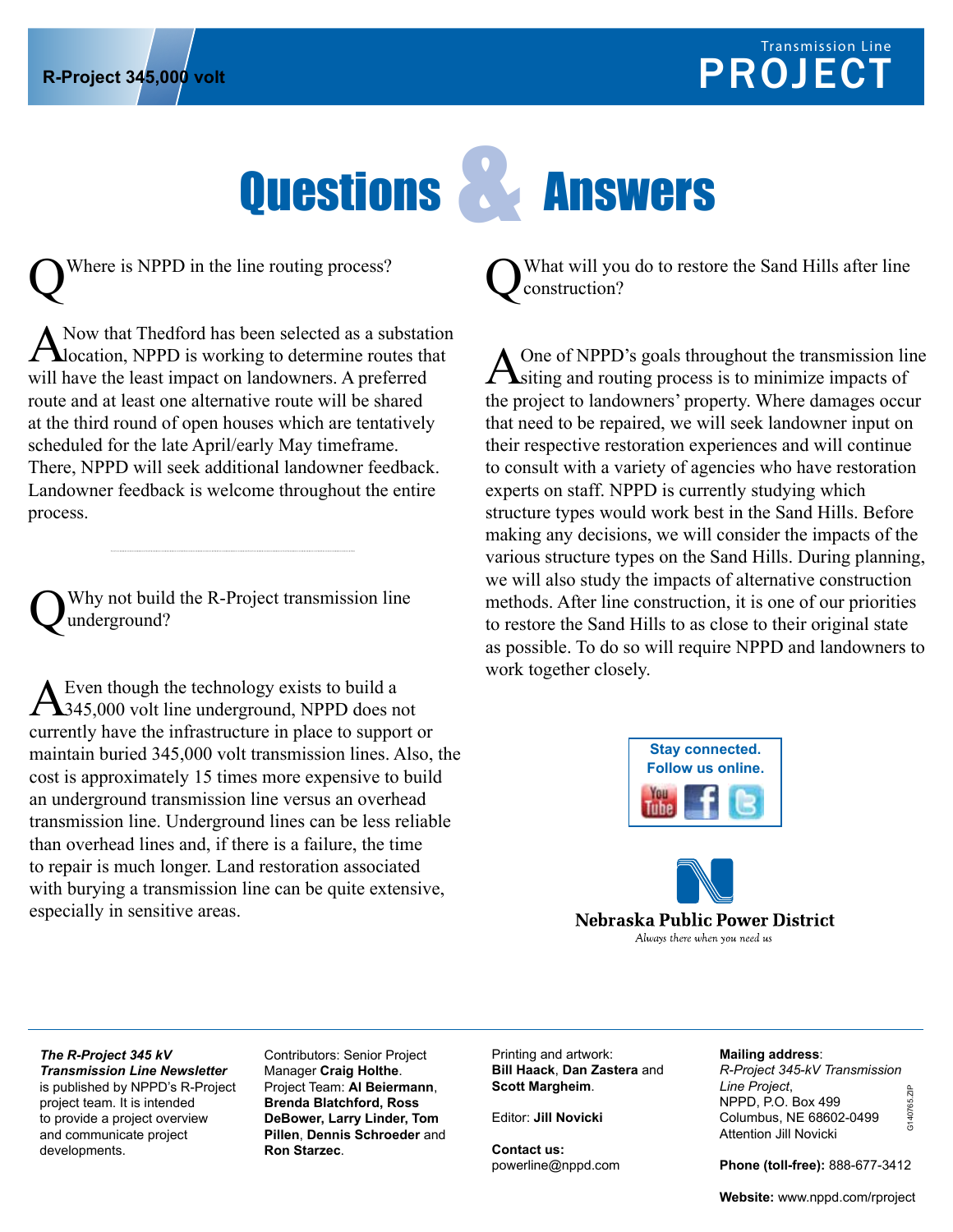# Questions & Answers

**Q** Where is NPPD in the line routing process?

**A** Now that Thedford has been selected as a substation location, NPPD is working to determine routes that will have the least impact on landowners. A preferred route and at least one alternative route will be shared at the third round of open houses which are tentatively scheduled for the late April/early May timeframe. There, NPPD will seek additional landowner feedback. Landowner feedback is welcome throughout the entire process.

**Q** Why not build the R-Project transmission line underground?

**A** Even though the technology exists to build a 345,000 volt line underground, NPPD does not currently have the infrastructure in place to support or maintain buried 345,000 volt transmission lines. Also, the cost is approximately 15 times more expensive to build an underground transmission line versus an overhead transmission line. Underground lines can be less reliable than overhead lines and, if there is a failure, the time to repair is much longer. Land restoration associated with burying a transmission line can be quite extensive, especially in sensitive areas.

**Q** What will you do to restore the Sand Hills after line construction?

**A** One of NPPD's goals throughout the transmission line siting and routing process is to minimize impacts of the project to landowners' property. Where damages occur that need to be repaired, we will seek landowner input on their respective restoration experiences and will continue to consult with a variety of agencies who have restoration experts on staff. NPPD is currently studying which structure types would work best in the Sand Hills. Before making any decisions, we will consider the impacts of the various structure types on the Sand Hills. During planning, we will also study the impacts of alternative construction methods. After line construction, it is one of our priorities to restore the Sand Hills to as close to their original state as possible. To do so will require NPPD and landowners to work together closely.

**Stay connected. Follow us online.**

Nebraska Public Power District

*Always there when you need us*

***The R-Project 345 kV Transmission Line Newsletter*** is published by NPPD's R-Project project team. It is intended to provide a project overview and communicate project developments.

Contributors: Senior Project Manager **Craig Holthe**. Project Team: **Al Beiermann**, **Brenda Blatchford, Ross DeBower, Larry Linder, Tom Pillen**, **Dennis Schroeder** and **Ron Starzec**.

Printing and artwork: **Bill Haack**, **Dan Zastera** and **Scott Margheim**.

Editor: **Jill Novicki**

**Contact us:**
powerline@nppd.com

**Mailing address**:
*R-Project 345-kV Transmission Line Project*,
NPPD, P.O. Box 499
Columbus, NE 68602-0499
Attention Jill Novicki

**Phone (toll-free):** 888-677-3412

**Website:** www.nppd.com/rproject

G140765.ZIP